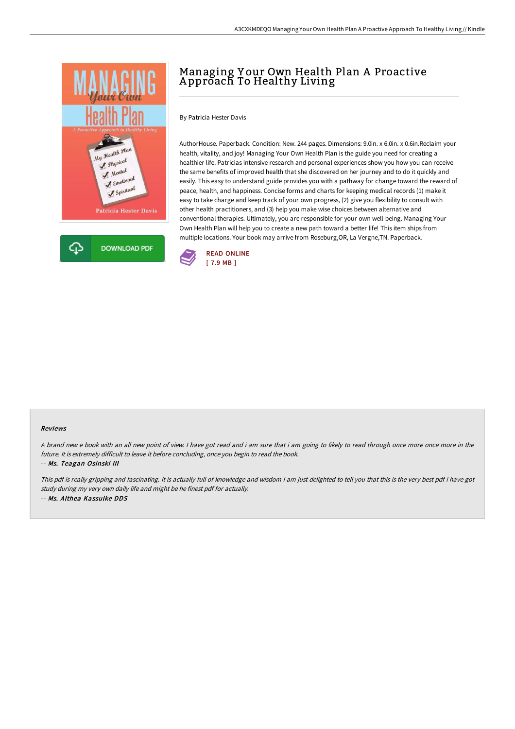# Managing Your Own Health Plan A Proactive Approach To Healthy Living

By Patricia Hester Davis

AuthorHouse. Paperback. Condition: New. 244 pages. Dimensions: 9.0in. x 6.0in. x 0.6in.Reclaim your health, vitality, and joy! Managing Your Own Health Plan is the guide you need for creating a healthier life. Patricias intensive research and personal experiences show you how you can receive the same benefits of improved health that she discovered on her journey and to do it quickly and easily. This easy to understand guide provides you with a pathway for change toward the reward of peace, health, and happiness. Concise forms and charts for keeping medical records (1) make it easy to take charge and keep track of your own progress, (2) give you flexibility to consult with other health practitioners, and (3) help you make wise choices between alternative and conventional therapies. Ultimately, you are responsible for your own well-being. Managing Your Own Health Plan will help you to create a new path toward a better life! This item ships from multiple locations. Your book may arrive from Roseburg,OR, La Vergne,TN. Paperback.

DOWNLOAD PDF

READ ONLINE
[ 7.9 MB ]

### Reviews

*A brand new e book with an all new point of view. I have got read and i am sure that i am going to likely to read through once more once more in the future. It is extremely difficult to leave it before concluding, once you begin to read the book.*

-- *Ms. Teagan Osinski III*

*This pdf is really gripping and fascinating. It is actually full of knowledge and wisdom I am just delighted to tell you that this is the very best pdf i have got study during my very own daily life and might be he finest pdf for actually.*

-- *Ms. Althea Kassulke DDS*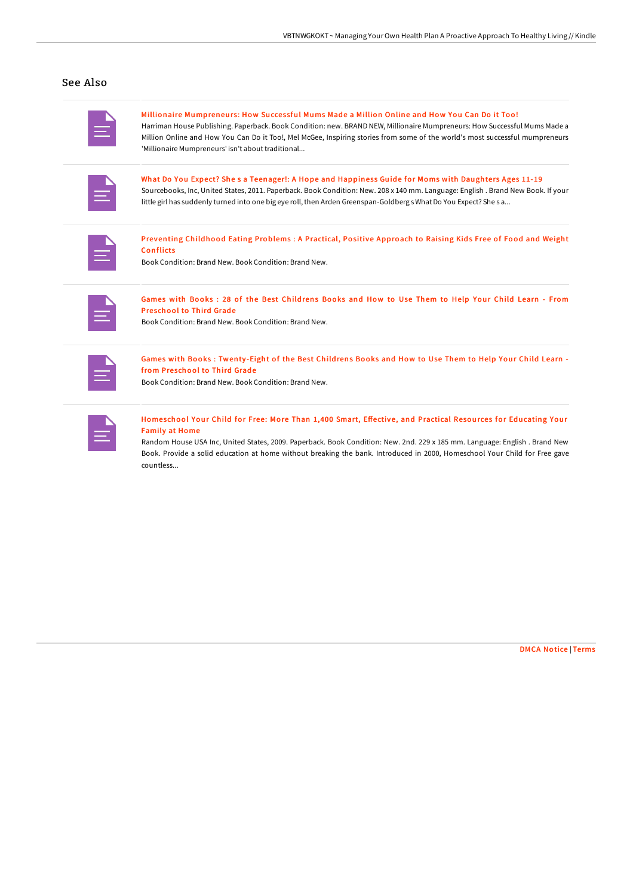## See Also

**Millionaire Mumpreneurs: How Successful Mums Made a Million Online and How You Can Do it Too!**

Harriman House Publishing. Paperback. Book Condition: new. BRAND NEW, Millionaire Mumpreneurs: How Successful Mums Made a Million Online and How You Can Do it Too!, Mel McGee, Inspiring stories from some of the world's most successful mumpreneurs 'Millionaire Mumpreneurs' isn't about traditional...

**What Do You Expect? She s a Teenager!: A Hope and Happiness Guide for Moms with Daughters Ages 11-19**

Sourcebooks, Inc, United States, 2011. Paperback. Book Condition: New. 208 x 140 mm. Language: English . Brand New Book. If your little girl has suddenly turned into one big eye roll, then Arden Greenspan-Goldberg s What Do You Expect? She s a...

**Preventing Childhood Eating Problems : A Practical, Positive Approach to Raising Kids Free of Food and Weight Conflicts**

Book Condition: Brand New. Book Condition: Brand New.

**Games with Books : 28 of the Best Childrens Books and How to Use Them to Help Your Child Learn - From Preschool to Third Grade**

Book Condition: Brand New. Book Condition: Brand New.

**Games with Books : Twenty-Eight of the Best Childrens Books and How to Use Them to Help Your Child Learn - from Preschool to Third Grade**

Book Condition: Brand New. Book Condition: Brand New.

**Homeschool Your Child for Free: More Than 1,400 Smart, Effective, and Practical Resources for Educating Your Family at Home**

Random House USA Inc, United States, 2009. Paperback. Book Condition: New. 2nd. 229 x 185 mm. Language: English . Brand New Book. Provide a solid education at home without breaking the bank. Introduced in 2000, Homeschool Your Child for Free gave countless...